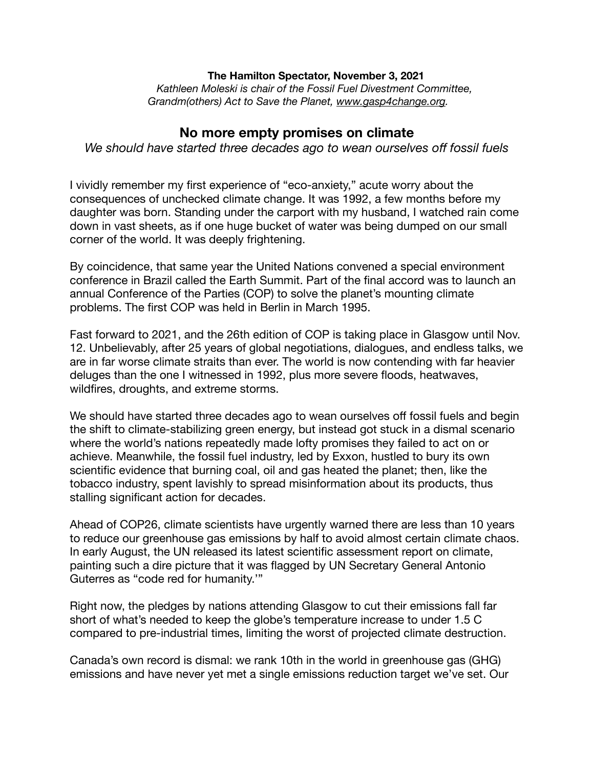**The Hamilton Spectator, November 3, 2021**

*Kathleen Moleski is chair of the Fossil Fuel Divestment Committee, Grandm(others) Act to Save the Planet, www.gasp4change.org.*

## No more empty promises on climate

*We should have started three decades ago to wean ourselves off fossil fuels*

I vividly remember my first experience of "eco-anxiety," acute worry about the consequences of unchecked climate change. It was 1992, a few months before my daughter was born. Standing under the carport with my husband, I watched rain come down in vast sheets, as if one huge bucket of water was being dumped on our small corner of the world. It was deeply frightening.

By coincidence, that same year the United Nations convened a special environment conference in Brazil called the Earth Summit. Part of the final accord was to launch an annual Conference of the Parties (COP) to solve the planet's mounting climate problems. The first COP was held in Berlin in March 1995.

Fast forward to 2021, and the 26th edition of COP is taking place in Glasgow until Nov. 12. Unbelievably, after 25 years of global negotiations, dialogues, and endless talks, we are in far worse climate straits than ever. The world is now contending with far heavier deluges than the one I witnessed in 1992, plus more severe floods, heatwaves, wildfires, droughts, and extreme storms.

We should have started three decades ago to wean ourselves off fossil fuels and begin the shift to climate-stabilizing green energy, but instead got stuck in a dismal scenario where the world's nations repeatedly made lofty promises they failed to act on or achieve. Meanwhile, the fossil fuel industry, led by Exxon, hustled to bury its own scientific evidence that burning coal, oil and gas heated the planet; then, like the tobacco industry, spent lavishly to spread misinformation about its products, thus stalling significant action for decades.

Ahead of COP26, climate scientists have urgently warned there are less than 10 years to reduce our greenhouse gas emissions by half to avoid almost certain climate chaos. In early August, the UN released its latest scientific assessment report on climate, painting such a dire picture that it was flagged by UN Secretary General Antonio Guterres as "code red for humanity.'"

Right now, the pledges by nations attending Glasgow to cut their emissions fall far short of what's needed to keep the globe's temperature increase to under 1.5 C compared to pre-industrial times, limiting the worst of projected climate destruction.

Canada's own record is dismal: we rank 10th in the world in greenhouse gas (GHG) emissions and have never yet met a single emissions reduction target we've set. Our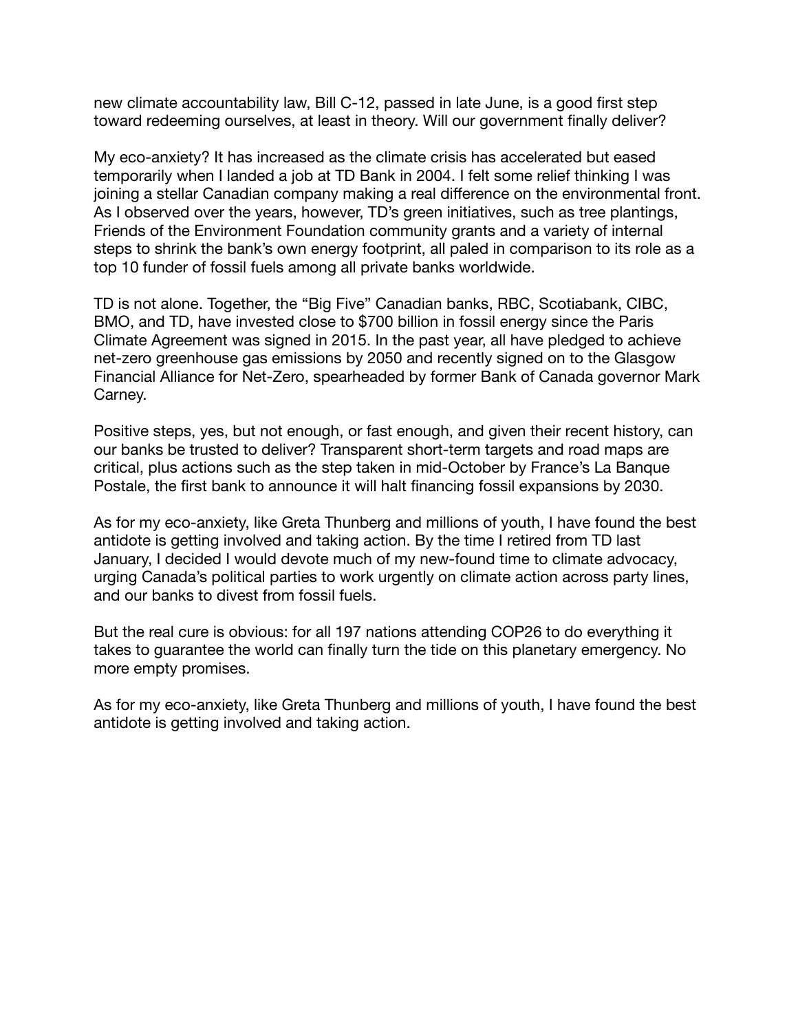new climate accountability law, Bill C-12, passed in late June, is a good first step toward redeeming ourselves, at least in theory. Will our government finally deliver?

My eco-anxiety? It has increased as the climate crisis has accelerated but eased temporarily when I landed a job at TD Bank in 2004. I felt some relief thinking I was joining a stellar Canadian company making a real difference on the environmental front. As I observed over the years, however, TD's green initiatives, such as tree plantings, Friends of the Environment Foundation community grants and a variety of internal steps to shrink the bank's own energy footprint, all paled in comparison to its role as a top 10 funder of fossil fuels among all private banks worldwide.

TD is not alone. Together, the "Big Five" Canadian banks, RBC, Scotiabank, CIBC, BMO, and TD, have invested close to $700 billion in fossil energy since the Paris Climate Agreement was signed in 2015. In the past year, all have pledged to achieve net-zero greenhouse gas emissions by 2050 and recently signed on to the Glasgow Financial Alliance for Net-Zero, spearheaded by former Bank of Canada governor Mark Carney.

Positive steps, yes, but not enough, or fast enough, and given their recent history, can our banks be trusted to deliver? Transparent short-term targets and road maps are critical, plus actions such as the step taken in mid-October by France's La Banque Postale, the first bank to announce it will halt financing fossil expansions by 2030.

As for my eco-anxiety, like Greta Thunberg and millions of youth, I have found the best antidote is getting involved and taking action. By the time I retired from TD last January, I decided I would devote much of my new-found time to climate advocacy, urging Canada's political parties to work urgently on climate action across party lines, and our banks to divest from fossil fuels.

But the real cure is obvious: for all 197 nations attending COP26 to do everything it takes to guarantee the world can finally turn the tide on this planetary emergency. No more empty promises.

As for my eco-anxiety, like Greta Thunberg and millions of youth, I have found the best antidote is getting involved and taking action.